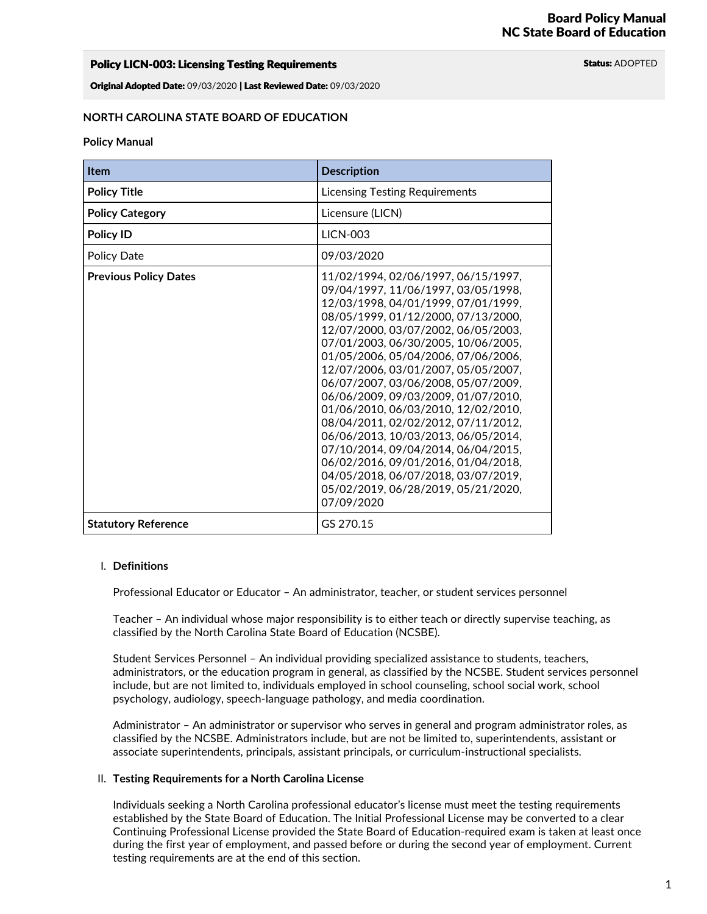**Policy LICN-003: Licensing Testing Requirements** **Status:** ADOPTED

**Original Adopted Date:** 09/03/2020 | **Last Reviewed Date:** 09/03/2020

**NORTH CAROLINA STATE BOARD OF EDUCATION**

**Policy Manual**

| **Item** | **Description** |
|---|---|
| **Policy Title** | Licensing Testing Requirements |
| **Policy Category** | Licensure (LICN) |
| **Policy ID** | LICN-003 |
| Policy Date | 09/03/2020 |
| **Previous Policy Dates** | 11/02/1994, 02/06/1997, 06/15/1997, 09/04/1997, 11/06/1997, 03/05/1998, 12/03/1998, 04/01/1999, 07/01/1999, 08/05/1999, 01/12/2000, 07/13/2000, 12/07/2000, 03/07/2002, 06/05/2003, 07/01/2003, 06/30/2005, 10/06/2005, 01/05/2006, 05/04/2006, 07/06/2006, 12/07/2006, 03/01/2007, 05/05/2007, 06/07/2007, 03/06/2008, 05/07/2009, 06/06/2009, 09/03/2009, 01/07/2010, 01/06/2010, 06/03/2010, 12/02/2010, 08/04/2011, 02/02/2012, 07/11/2012, 06/06/2013, 10/03/2013, 06/05/2014, 07/10/2014, 09/04/2014, 06/04/2015, 06/02/2016, 09/01/2016, 01/04/2018, 04/05/2018, 06/07/2018, 03/07/2019, 05/02/2019, 06/28/2019, 05/21/2020, 07/09/2020 |
| **Statutory Reference** | GS 270.15 |

## I. Definitions

Professional Educator or Educator – An administrator, teacher, or student services personnel

Teacher – An individual whose major responsibility is to either teach or directly supervise teaching, as classified by the North Carolina State Board of Education (NCSBE).

Student Services Personnel – An individual providing specialized assistance to students, teachers, administrators, or the education program in general, as classified by the NCSBE. Student services personnel include, but are not limited to, individuals employed in school counseling, school social work, school psychology, audiology, speech-language pathology, and media coordination.

Administrator – An administrator or supervisor who serves in general and program administrator roles, as classified by the NCSBE. Administrators include, but are not be limited to, superintendents, assistant or associate superintendents, principals, assistant principals, or curriculum-instructional specialists.

## II. Testing Requirements for a North Carolina License

Individuals seeking a North Carolina professional educator's license must meet the testing requirements established by the State Board of Education. The Initial Professional License may be converted to a clear Continuing Professional License provided the State Board of Education-required exam is taken at least once during the first year of employment, and passed before or during the second year of employment. Current testing requirements are at the end of this section.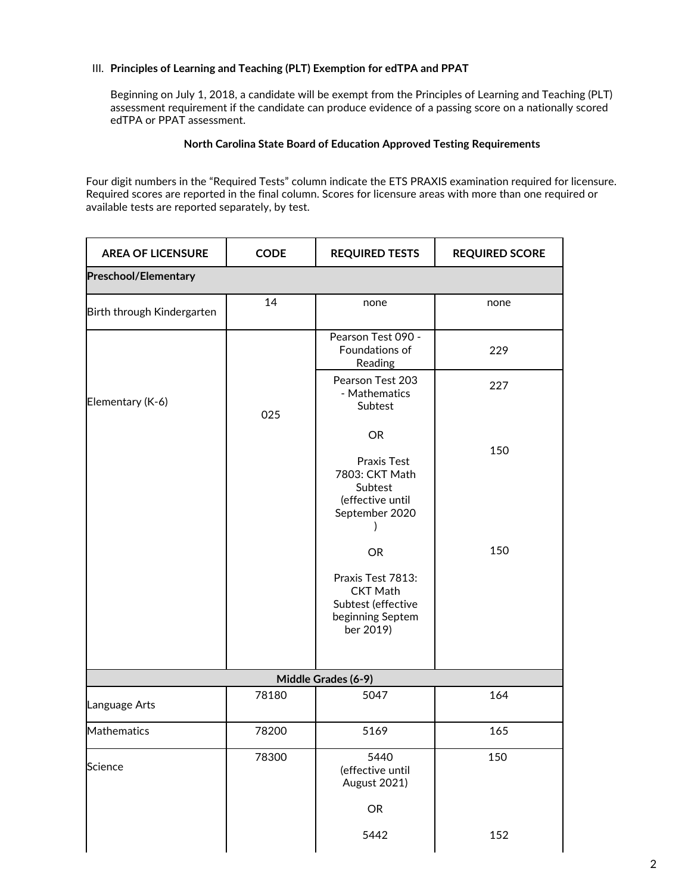III. **Principles of Learning and Teaching (PLT) Exemption for edTPA and PPAT**

Beginning on July 1, 2018, a candidate will be exempt from the Principles of Learning and Teaching (PLT) assessment requirement if the candidate can produce evidence of a passing score on a nationally scored edTPA or PPAT assessment.

**North Carolina State Board of Education Approved Testing Requirements**

Four digit numbers in the "Required Tests" column indicate the ETS PRAXIS examination required for licensure. Required scores are reported in the final column. Scores for licensure areas with more than one required or available tests are reported separately, by test.

| AREA OF LICENSURE | CODE | REQUIRED TESTS | REQUIRED SCORE |
|---|---|---|---|
| **Preschool/Elementary** | | | |
| Birth through Kindergarten | 14 | none | none |
| Elementary (K-6) | 025 | Pearson Test 090 - Foundations of Reading | 229 |
| | | Pearson Test 203 - Mathematics Subtest<br><br>OR<br><br>Praxis Test 7803: CKT Math Subtest (effective until September 2020)<br><br>OR<br><br>Praxis Test 7813: CKT Math Subtest (effective beginning September 2019) | 227<br><br><br><br>150<br><br><br><br>150 |
| **Middle Grades (6-9)** | | | |
| Language Arts | 78180 | 5047 | 164 |
| Mathematics | 78200 | 5169 | 165 |
| Science | 78300 | 5440 (effective until August 2021)<br><br>OR<br><br>5442 | 150<br><br><br><br>152 |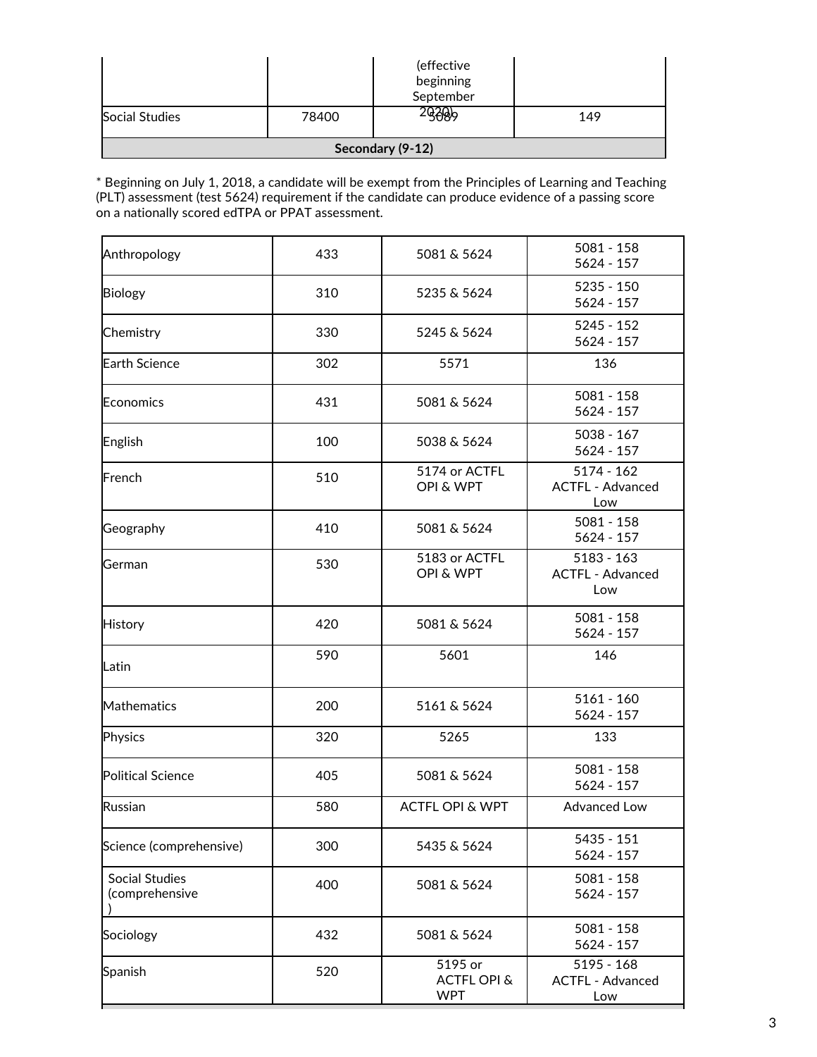| | | (effective beginning September 2020) | |
|---|---|---|---|
| Social Studies | 78400 | 5089 | 149 |
| **Secondary (9-12)** | | | |

* Beginning on July 1, 2018, a candidate will be exempt from the Principles of Learning and Teaching (PLT) assessment (test 5624) requirement if the candidate can produce evidence of a passing score on a nationally scored edTPA or PPAT assessment.

| | | | |
|---|---|---|---|
| Anthropology | 433 | 5081 & 5624 | 5081 - 158<br>5624 - 157 |
| Biology | 310 | 5235 & 5624 | 5235 - 150<br>5624 - 157 |
| Chemistry | 330 | 5245 & 5624 | 5245 - 152<br>5624 - 157 |
| Earth Science | 302 | 5571 | 136 |
| Economics | 431 | 5081 & 5624 | 5081 - 158<br>5624 - 157 |
| English | 100 | 5038 & 5624 | 5038 - 167<br>5624 - 157 |
| French | 510 | 5174 or ACTFL OPI & WPT | 5174 - 162<br>ACTFL - Advanced Low |
| Geography | 410 | 5081 & 5624 | 5081 - 158<br>5624 - 157 |
| German | 530 | 5183 or ACTFL OPI & WPT | 5183 - 163<br>ACTFL - Advanced Low |
| History | 420 | 5081 & 5624 | 5081 - 158<br>5624 - 157 |
| Latin | 590 | 5601 | 146 |
| Mathematics | 200 | 5161 & 5624 | 5161 - 160<br>5624 - 157 |
| Physics | 320 | 5265 | 133 |
| Political Science | 405 | 5081 & 5624 | 5081 - 158<br>5624 - 157 |
| Russian | 580 | ACTFL OPI & WPT | Advanced Low |
| Science (comprehensive) | 300 | 5435 & 5624 | 5435 - 151<br>5624 - 157 |
| Social Studies (comprehensive) | 400 | 5081 & 5624 | 5081 - 158<br>5624 - 157 |
| Sociology | 432 | 5081 & 5624 | 5081 - 158<br>5624 - 157 |
| Spanish | 520 | 5195 or ACTFL OPI & WPT | 5195 - 168<br>ACTFL - Advanced Low |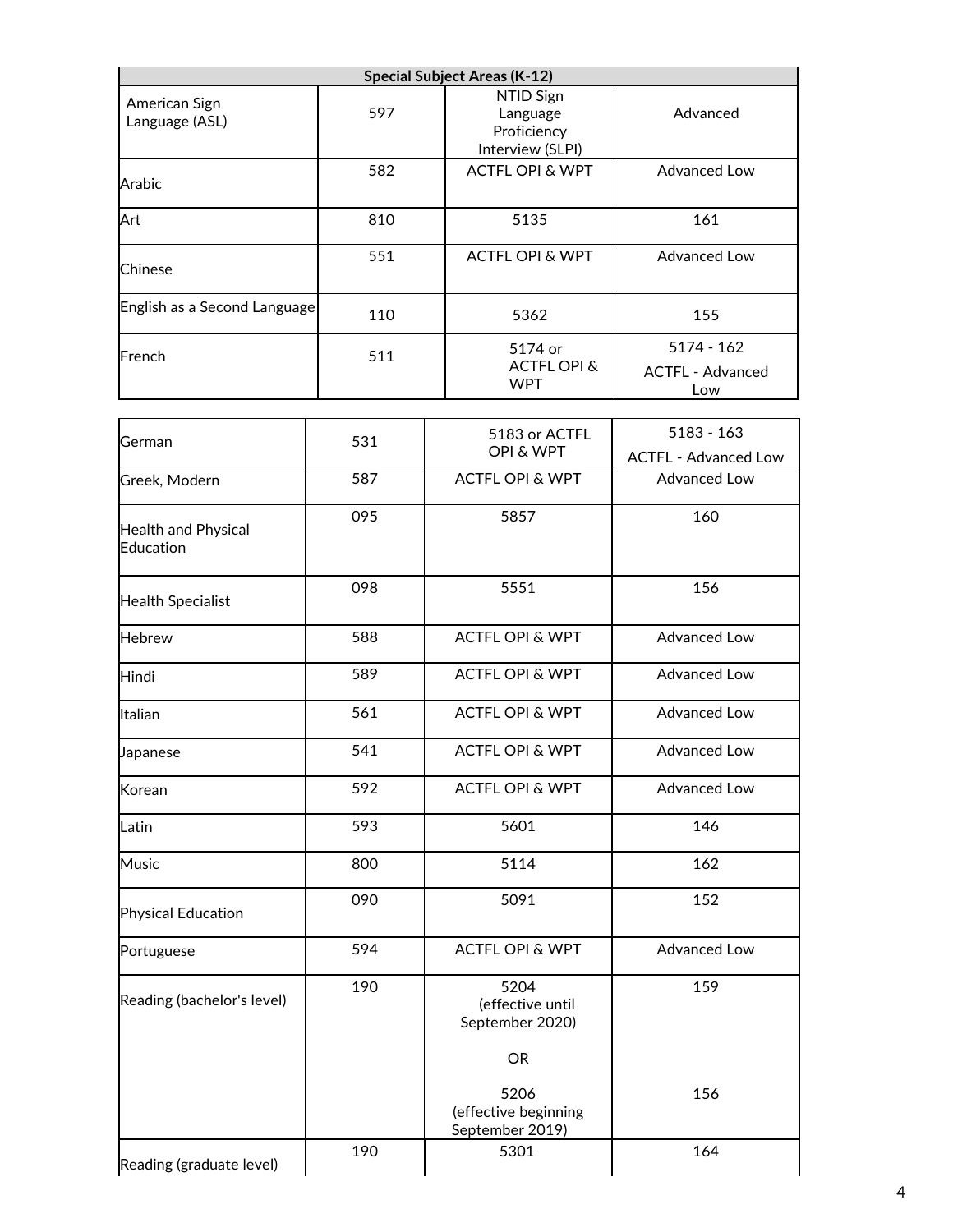| Special Subject Areas (K-12) | | | |
|---|---|---|---|
| American Sign Language (ASL) | 597 | NTID Sign Language Proficiency Interview (SLPI) | Advanced |
| Arabic | 582 | ACTFL OPI & WPT | Advanced Low |
| Art | 810 | 5135 | 161 |
| Chinese | 551 | ACTFL OPI & WPT | Advanced Low |
| English as a Second Language | 110 | 5362 | 155 |
| French | 511 | 5174 or ACTFL OPI & WPT | 5174 - 162<br>ACTFL - Advanced Low |
| German | 531 | 5183 or ACTFL OPI & WPT | 5183 - 163<br>ACTFL - Advanced Low |
| Greek, Modern | 587 | ACTFL OPI & WPT | Advanced Low |
| Health and Physical Education | 095 | 5857 | 160 |
| Health Specialist | 098 | 5551 | 156 |
| Hebrew | 588 | ACTFL OPI & WPT | Advanced Low |
| Hindi | 589 | ACTFL OPI & WPT | Advanced Low |
| Italian | 561 | ACTFL OPI & WPT | Advanced Low |
| Japanese | 541 | ACTFL OPI & WPT | Advanced Low |
| Korean | 592 | ACTFL OPI & WPT | Advanced Low |
| Latin | 593 | 5601 | 146 |
| Music | 800 | 5114 | 162 |
| Physical Education | 090 | 5091 | 152 |
| Portuguese | 594 | ACTFL OPI & WPT | Advanced Low |
| Reading (bachelor's level) | 190 | 5204 (effective until September 2020)<br>OR<br>5206 (effective beginning September 2019) | 159<br><br>156 |
| Reading (graduate level) | 190 | 5301 | 164 |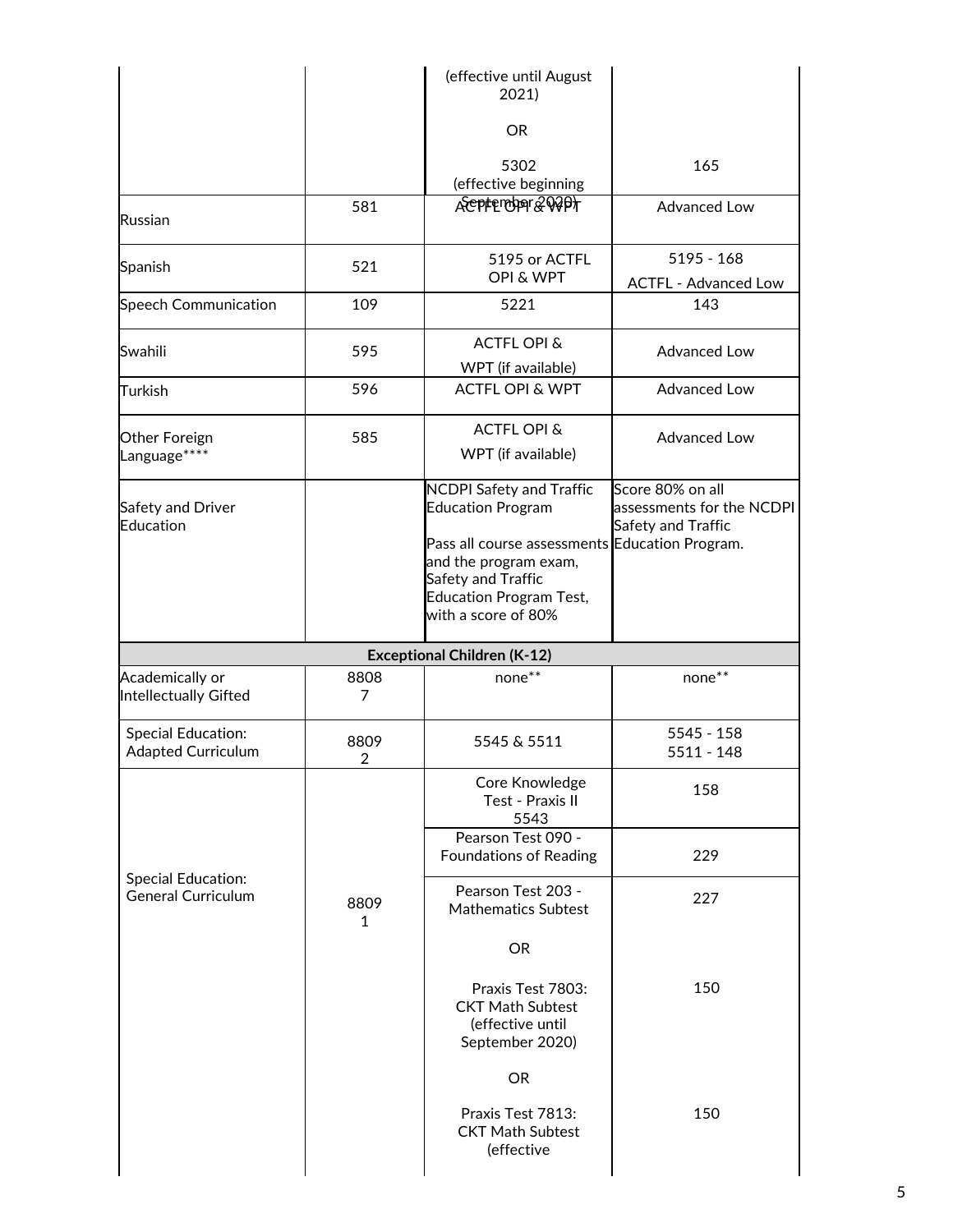| | | | |
|---|---|---|---|
| | | (effective until August 2021)<br><br>OR<br><br>5302<br>(effective beginning September 2020) | <br><br><br><br>165 |
| Russian | 581 | ACTFL OPI & WPT | Advanced Low |
| Spanish | 521 | 5195 or ACTFL OPI & WPT | 5195 - 168<br>ACTFL - Advanced Low |
| Speech Communication | 109 | 5221 | 143 |
| Swahili | 595 | ACTFL OPI & WPT (if available) | Advanced Low |
| Turkish | 596 | ACTFL OPI & WPT | Advanced Low |
| Other Foreign Language**** | 585 | ACTFL OPI & WPT (if available) | Advanced Low |
| Safety and Driver Education | | NCDPI Safety and Traffic Education Program<br><br>Pass all course assessments and the program exam, Safety and Traffic Education Program Test, with a score of 80% | Score 80% on all assessments for the NCDPI Safety and Traffic Education Program. |
| **Exceptional Children (K-12)** | | | |
| Academically or Intellectually Gifted | 88087 | none** | none** |
| Special Education: Adapted Curriculum | 88092 | 5545 & 5511 | 5545 - 158<br>5511 - 148 |
| Special Education: General Curriculum | 88091 | Core Knowledge Test - Praxis II 5543 | 158 |
| | | Pearson Test 090 - Foundations of Reading | 229 |
| | | Pearson Test 203 - Mathematics Subtest<br><br>OR<br><br>Praxis Test 7803: CKT Math Subtest (effective until September 2020)<br><br>OR<br><br>Praxis Test 7813: CKT Math Subtest (effective | 227<br><br><br><br>150<br><br><br><br>150 |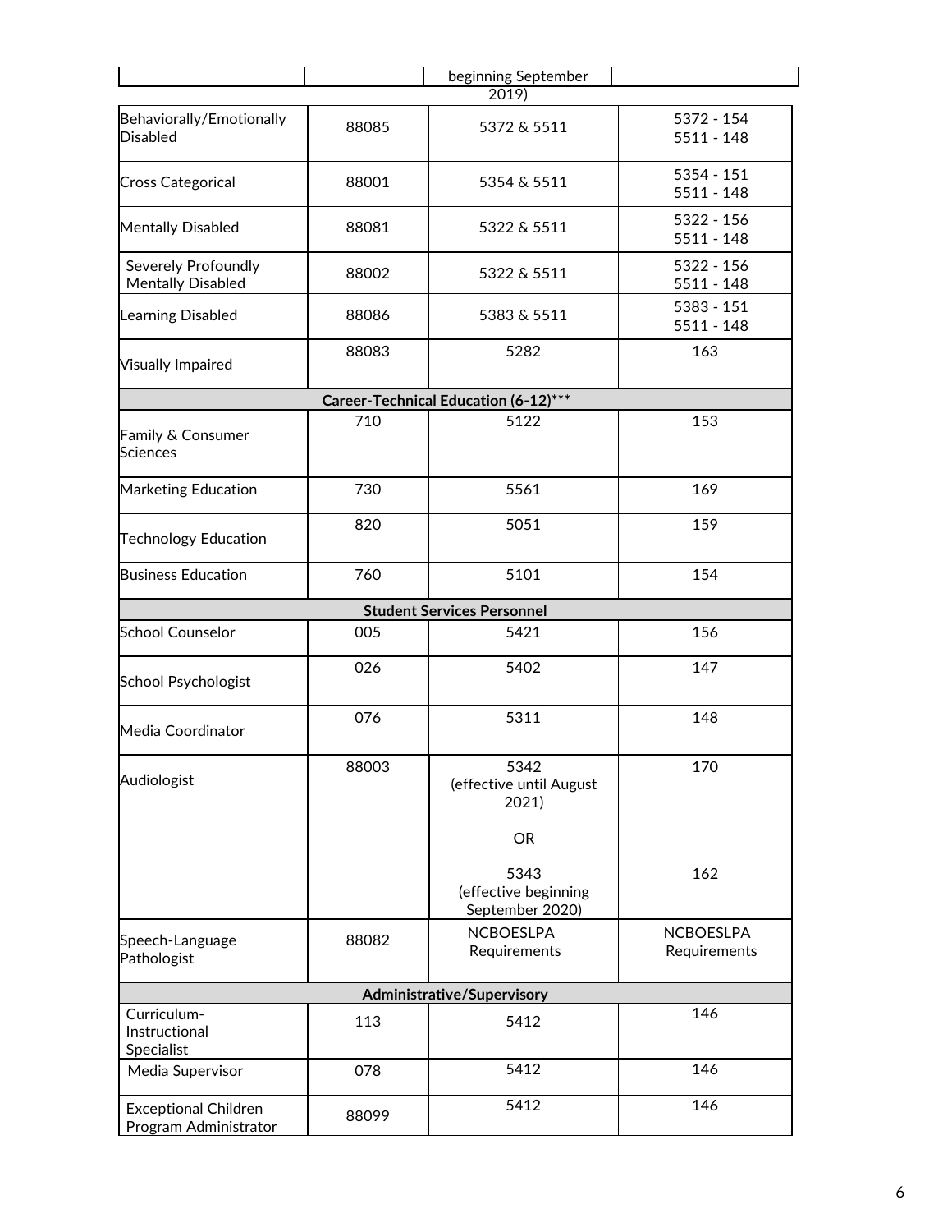| | | beginning September 2019) | |
|---|---|---|---|
| Behaviorally/Emotionally Disabled | 88085 | 5372 & 5511 | 5372 - 154<br>5511 - 148 |
| Cross Categorical | 88001 | 5354 & 5511 | 5354 - 151<br>5511 - 148 |
| Mentally Disabled | 88081 | 5322 & 5511 | 5322 - 156<br>5511 - 148 |
| Severely Profoundly Mentally Disabled | 88002 | 5322 & 5511 | 5322 - 156<br>5511 - 148 |
| Learning Disabled | 88086 | 5383 & 5511 | 5383 - 151<br>5511 - 148 |
| Visually Impaired | 88083 | 5282 | 163 |
| **Career-Technical Education (6-12)*** ** | | | |
| Family & Consumer Sciences | 710 | 5122 | 153 |
| Marketing Education | 730 | 5561 | 169 |
| Technology Education | 820 | 5051 | 159 |
| Business Education | 760 | 5101 | 154 |
| **Student Services Personnel** | | | |
| School Counselor | 005 | 5421 | 156 |
| School Psychologist | 026 | 5402 | 147 |
| Media Coordinator | 076 | 5311 | 148 |
| Audiologist | 88003 | 5342 (effective until August 2021)<br><br>OR<br><br>5343 (effective beginning September 2020) | 170<br><br><br><br>162 |
| Speech-Language Pathologist | 88082 | NCBOESLPA Requirements | NCBOESLPA Requirements |
| **Administrative/Supervisory** | | | |
| Curriculum-Instructional Specialist | 113 | 5412 | 146 |
| Media Supervisor | 078 | 5412 | 146 |
| Exceptional Children Program Administrator | 88099 | 5412 | 146 |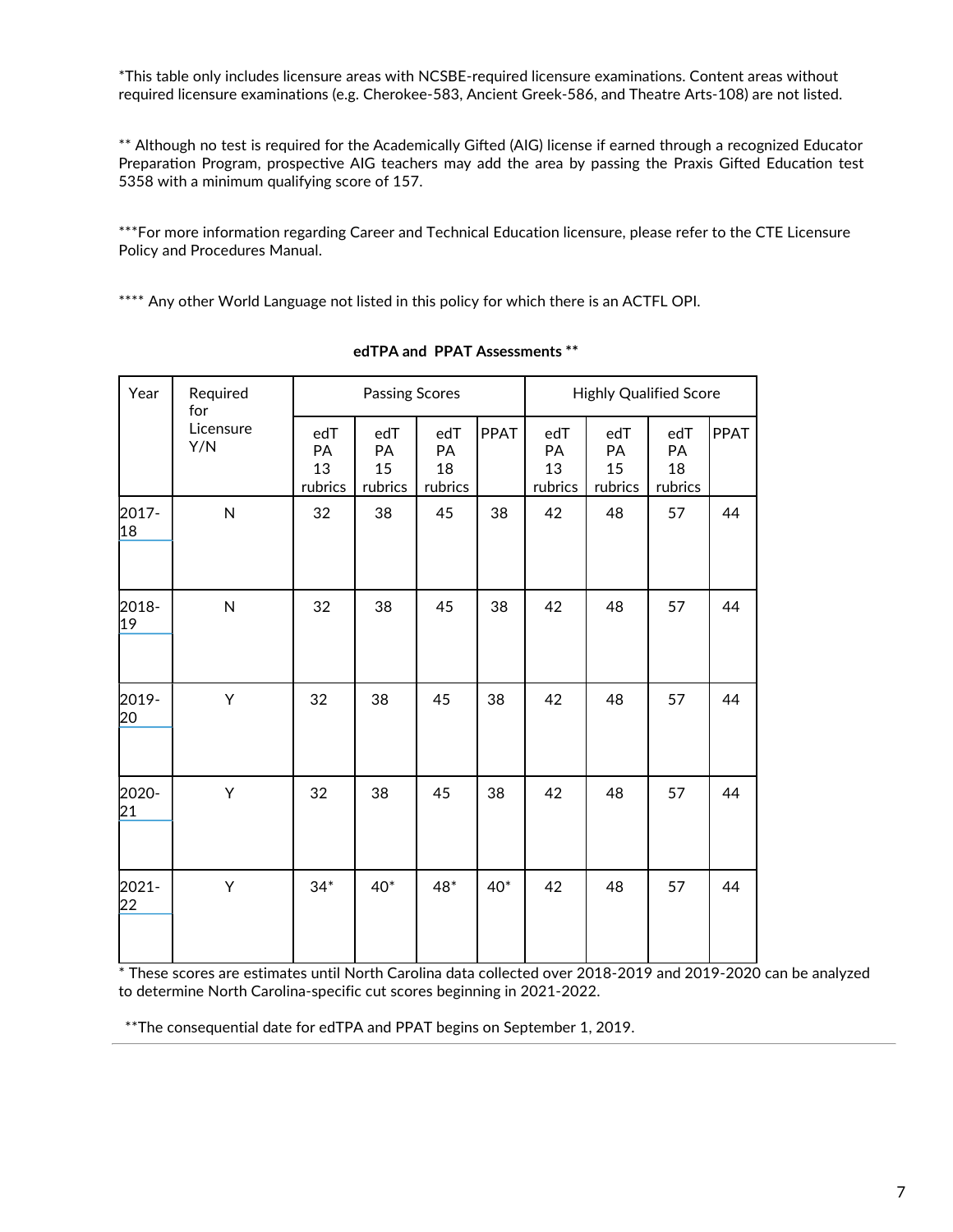*This table only includes licensure areas with NCSBE-required licensure examinations. Content areas without required licensure examinations (e.g. Cherokee-583, Ancient Greek-586, and Theatre Arts-108) are not listed.

** Although no test is required for the Academically Gifted (AIG) license if earned through a recognized Educator Preparation Program, prospective AIG teachers may add the area by passing the Praxis Gifted Education test 5358 with a minimum qualifying score of 157.

***For more information regarding Career and Technical Education licensure, please refer to the CTE Licensure Policy and Procedures Manual.

**** Any other World Language not listed in this policy for which there is an ACTFL OPI.

**edTPA and PPAT Assessments ****

| Year | Required for Licensure Y/N | Passing Scores | | | | Highly Qualified Score | | | |
|---|---|---|---|---|---|---|---|---|---|
| | | edTPA 13 rubrics | edTPA 15 rubrics | edTPA 18 rubrics | PPAT | edTPA 13 rubrics | edTPA 15 rubrics | edTPA 18 rubrics | PPAT |
| 2017-18 | N | 32 | 38 | 45 | 38 | 42 | 48 | 57 | 44 |
| 2018-19 | N | 32 | 38 | 45 | 38 | 42 | 48 | 57 | 44 |
| 2019-20 | Y | 32 | 38 | 45 | 38 | 42 | 48 | 57 | 44 |
| 2020-21 | Y | 32 | 38 | 45 | 38 | 42 | 48 | 57 | 44 |
| 2021-22 | Y | 34* | 40* | 48* | 40* | 42 | 48 | 57 | 44 |

* These scores are estimates until North Carolina data collected over 2018-2019 and 2019-2020 can be analyzed to determine North Carolina-specific cut scores beginning in 2021-2022.

**The consequential date for edTPA and PPAT begins on September 1, 2019.